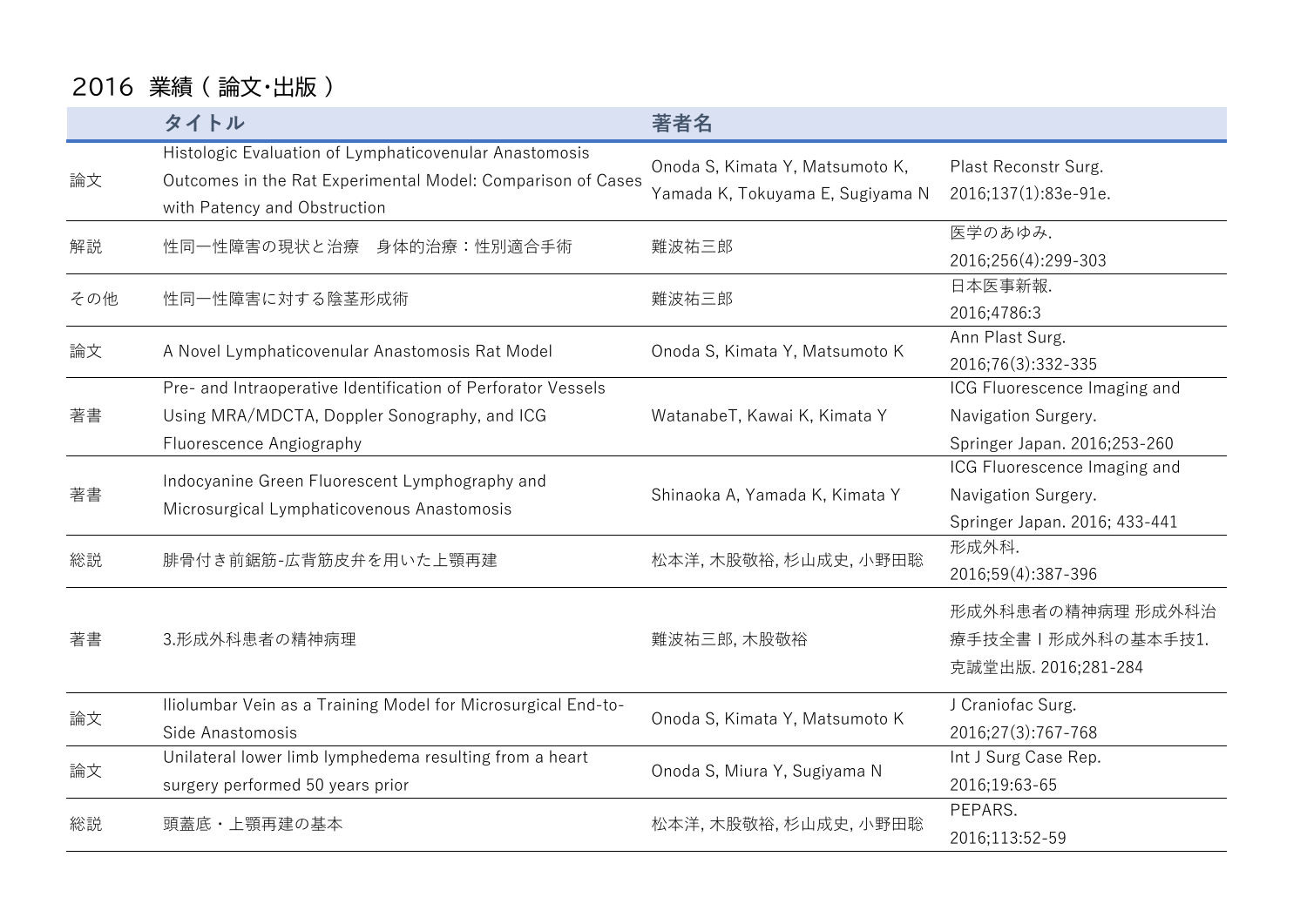# 2016 業績 ( 論文･出版 )

| | タイトル | 著者名 | |
|---|---|---|---|
| 論文 | Histologic Evaluation of Lymphaticovenular Anastomosis Outcomes in the Rat Experimental Model: Comparison of Cases with Patency and Obstruction | Onoda S, Kimata Y, Matsumoto K, Yamada K, Tokuyama E, Sugiyama N | Plast Reconstr Surg. 2016;137(1):83e-91e. |
| 解説 | 性同一性障害の現状と治療　身体的治療：性別適合手術 | 難波祐三郎 | 医学のあゆみ. 2016;256(4):299-303 |
| その他 | 性同一性障害に対する陰茎形成術 | 難波祐三郎 | 日本医事新報. 2016;4786:3 |
| 論文 | A Novel Lymphaticovenular Anastomosis Rat Model | Onoda S, Kimata Y, Matsumoto K | Ann Plast Surg. 2016;76(3):332-335 |
| 著書 | Pre- and Intraoperative Identification of Perforator Vessels Using MRA/MDCTA, Doppler Sonography, and ICG Fluorescence Angiography | WatanabeT, Kawai K, Kimata Y | ICG Fluorescence Imaging and Navigation Surgery. Springer Japan. 2016;253-260 |
| 著書 | Indocyanine Green Fluorescent Lymphography and Microsurgical Lymphaticovenous Anastomosis | Shinaoka A, Yamada K, Kimata Y | ICG Fluorescence Imaging and Navigation Surgery. Springer Japan. 2016; 433-441 |
| 総説 | 腓骨付き前鋸筋-広背筋皮弁を用いた上顎再建 | 松本洋, 木股敬裕, 杉山成史, 小野田聡 | 形成外科. 2016;59(4):387-396 |
| 著書 | 3.形成外科患者の精神病理 | 難波祐三郎, 木股敬裕 | 形成外科患者の精神病理 形成外科治療手技全書 I 形成外科の基本手技1. 克誠堂出版. 2016;281-284 |
| 論文 | Iliolumbar Vein as a Training Model for Microsurgical End-to-Side Anastomosis | Onoda S, Kimata Y, Matsumoto K | J Craniofac Surg. 2016;27(3):767-768 |
| 論文 | Unilateral lower limb lymphedema resulting from a heart surgery performed 50 years prior | Onoda S, Miura Y, Sugiyama N | Int J Surg Case Rep. 2016;19:63-65 |
| 総説 | 頭蓋底・上顎再建の基本 | 松本洋, 木股敬裕, 杉山成史, 小野田聡 | PEPARS. 2016;113:52-59 |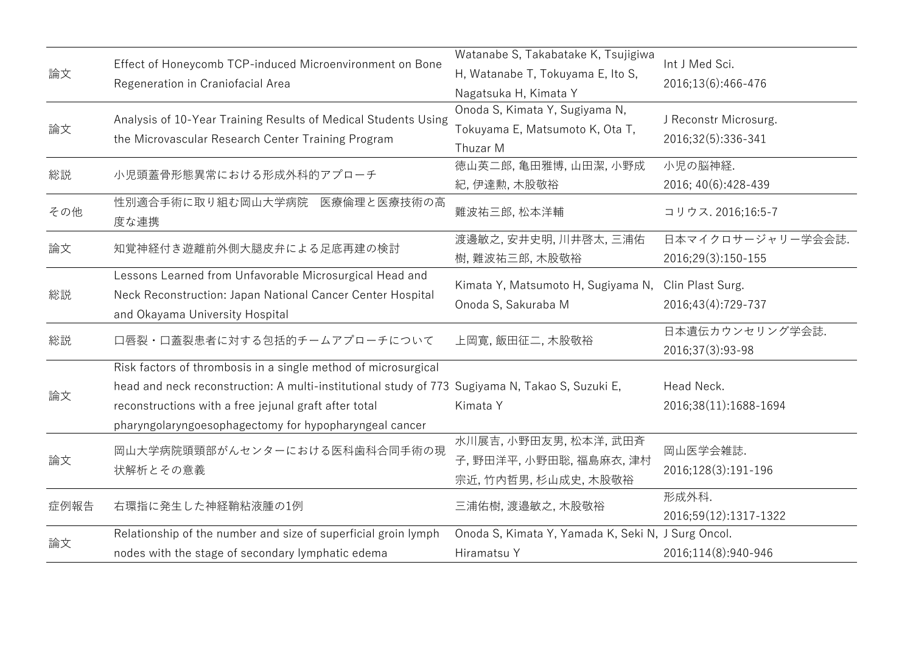| | | | |
|---|---|---|---|
| 論文 | Effect of Honeycomb TCP-induced Microenvironment on Bone Regeneration in Craniofacial Area | Watanabe S, Takabatake K, Tsujigiwa H, Watanabe T, Tokuyama E, Ito S, Nagatsuka H, Kimata Y | Int J Med Sci. 2016;13(6):466-476 |
| 論文 | Analysis of 10-Year Training Results of Medical Students Using the Microvascular Research Center Training Program | Onoda S, Kimata Y, Sugiyama N, Tokuyama E, Matsumoto K, Ota T, Thuzar M | J Reconstr Microsurg. 2016;32(5):336-341 |
| 総説 | 小児頭蓋骨形態異常における形成外科的アプローチ | 徳山英二郎, 亀田雅博, 山田潔, 小野成紀, 伊達勲, 木股敬裕 | 小児の脳神経. 2016; 40(6):428-439 |
| その他 | 性別適合手術に取り組む岡山大学病院　医療倫理と医療技術の高度な連携 | 難波祐三郎, 松本洋輔 | コリウス. 2016;16:5-7 |
| 論文 | 知覚神経付き遊離前外側大腿皮弁による足底再建の検討 | 渡邊敏之, 安井史明, 川井啓太, 三浦佑樹, 難波祐三郎, 木股敬裕 | 日本マイクロサージャリー学会会誌. 2016;29(3):150-155 |
| 総説 | Lessons Learned from Unfavorable Microsurgical Head and Neck Reconstruction: Japan National Cancer Center Hospital and Okayama University Hospital | Kimata Y, Matsumoto H, Sugiyama N, Onoda S, Sakuraba M | Clin Plast Surg. 2016;43(4):729-737 |
| 総説 | 口唇裂・口蓋裂患者に対する包括的チームアプローチについて | 上岡寛, 飯田征二, 木股敬裕 | 日本遺伝カウンセリング学会誌. 2016;37(3):93-98 |
| 論文 | Risk factors of thrombosis in a single method of microsurgical head and neck reconstruction: A multi-institutional study of 773 reconstructions with a free jejunal graft after total pharyngolaryngoesophagectomy for hypopharyngeal cancer | Sugiyama N, Takao S, Suzuki E, Kimata Y | Head Neck. 2016;38(11):1688-1694 |
| 論文 | 岡山大学病院頭頸部がんセンターにおける医科歯科合同手術の現状解析とその意義 | 水川展吉, 小野田友男, 松本洋, 武田斉子, 野田洋平, 小野田聡, 福島麻衣, 津村宗近, 竹内哲男, 杉山成史, 木股敬裕 | 岡山医学会雑誌. 2016;128(3):191-196 |
| 症例報告 | 右環指に発生した神経鞘粘液腫の1例 | 三浦佑樹, 渡邉敏之, 木股敬裕 | 形成外科. 2016;59(12):1317-1322 |
| 論文 | Relationship of the number and size of superficial groin lymph nodes with the stage of secondary lymphatic edema | Onoda S, Kimata Y, Yamada K, Seki N, Hiramatsu Y | J Surg Oncol. 2016;114(8):940-946 |